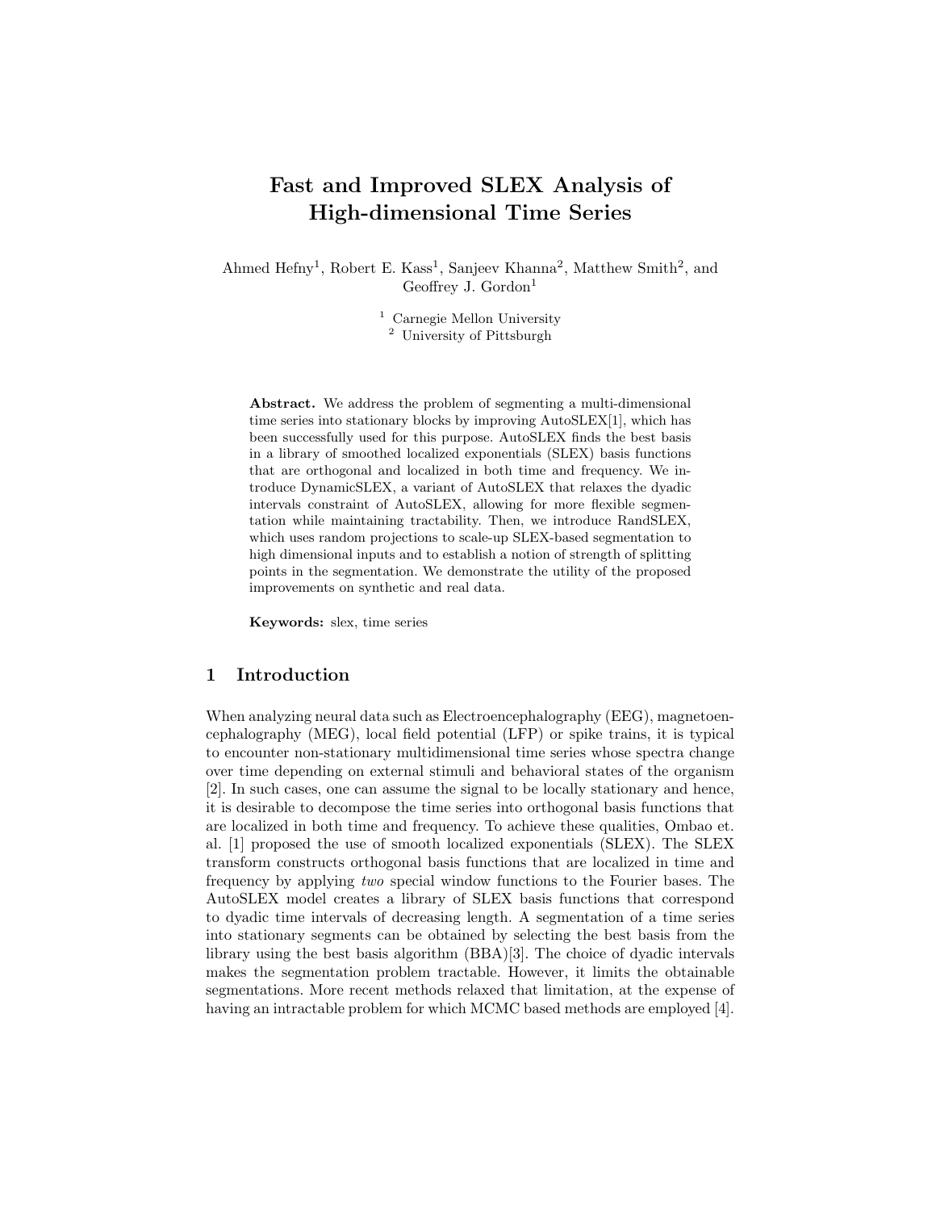# Fast and Improved SLEX Analysis of High-dimensional Time Series

Ahmed Hefny[1], Robert E. Kass[1], Sanjeev Khanna[2], Matthew Smith[2], and Geoffrey J. Gordon[1]

[1] Carnegie Mellon University
[2] University of Pittsburgh

**Abstract.** We address the problem of segmenting a multi-dimensional time series into stationary blocks by improving AutoSLEX[1], which has been successfully used for this purpose. AutoSLEX finds the best basis in a library of smoothed localized exponentials (SLEX) basis functions that are orthogonal and localized in both time and frequency. We introduce DynamicSLEX, a variant of AutoSLEX that relaxes the dyadic intervals constraint of AutoSLEX, allowing for more flexible segmentation while maintaining tractability. Then, we introduce RandSLEX, which uses random projections to scale-up SLEX-based segmentation to high dimensional inputs and to establish a notion of strength of splitting points in the segmentation. We demonstrate the utility of the proposed improvements on synthetic and real data.

**Keywords:** slex, time series

## 1 Introduction

When analyzing neural data such as Electroencephalography (EEG), magnetoencephalography (MEG), local field potential (LFP) or spike trains, it is typical to encounter non-stationary multidimensional time series whose spectra change over time depending on external stimuli and behavioral states of the organism [2]. In such cases, one can assume the signal to be locally stationary and hence, it is desirable to decompose the time series into orthogonal basis functions that are localized in both time and frequency. To achieve these qualities, Ombao et. al. [1] proposed the use of smooth localized exponentials (SLEX). The SLEX transform constructs orthogonal basis functions that are localized in time and frequency by applying *two* special window functions to the Fourier bases. The AutoSLEX model creates a library of SLEX basis functions that correspond to dyadic time intervals of decreasing length. A segmentation of a time series into stationary segments can be obtained by selecting the best basis from the library using the best basis algorithm (BBA)[3]. The choice of dyadic intervals makes the segmentation problem tractable. However, it limits the obtainable segmentations. More recent methods relaxed that limitation, at the expense of having an intractable problem for which MCMC based methods are employed [4].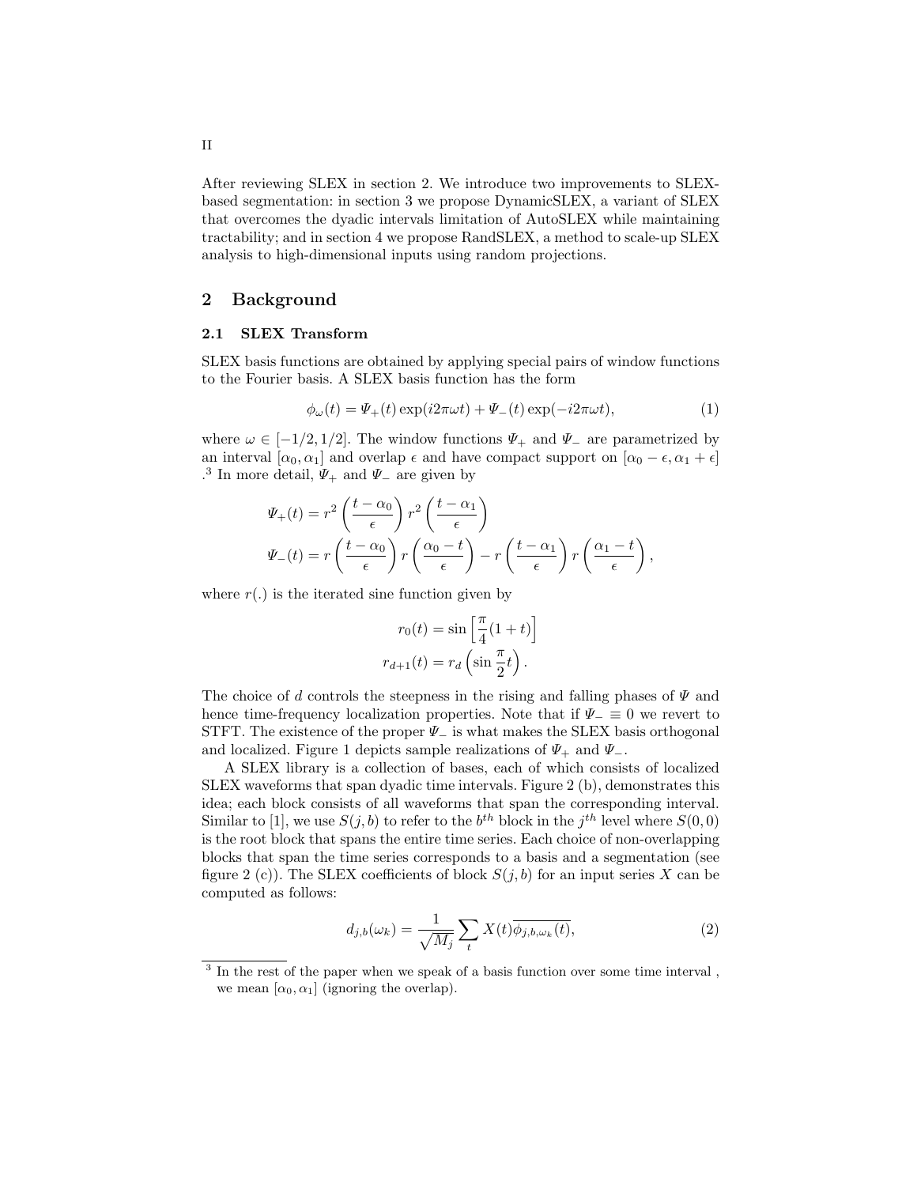After reviewing SLEX in section 2. We introduce two improvements to SLEX-based segmentation: in section 3 we propose DynamicSLEX, a variant of SLEX that overcomes the dyadic intervals limitation of AutoSLEX while maintaining tractability; and in section 4 we propose RandSLEX, a method to scale-up SLEX analysis to high-dimensional inputs using random projections.

## 2 Background

### 2.1 SLEX Transform

SLEX basis functions are obtained by applying special pairs of window functions to the Fourier basis. A SLEX basis function has the form

$$\phi_\omega(t) = \Psi_+(t)\exp(i2\pi\omega t) + \Psi_-(t)\exp(-i2\pi\omega t), \tag{1}$$

where $\omega \in [-1/2, 1/2]$. The window functions $\Psi_+$ and $\Psi_-$ are parametrized by an interval $[\alpha_0, \alpha_1]$ and overlap $\epsilon$ and have compact support on $[\alpha_0 - \epsilon, \alpha_1 + \epsilon]$ .[3] In more detail, $\Psi_+$ and $\Psi_-$ are given by

$$\Psi_+(t) = r^2\left(\frac{t-\alpha_0}{\epsilon}\right) r^2\left(\frac{t-\alpha_1}{\epsilon}\right)$$

$$\Psi_-(t) = r\left(\frac{t-\alpha_0}{\epsilon}\right) r\left(\frac{\alpha_0 - t}{\epsilon}\right) - r\left(\frac{t-\alpha_1}{\epsilon}\right) r\left(\frac{\alpha_1 - t}{\epsilon}\right),$$

where $r(.)$ is the iterated sine function given by

$$r_0(t) = \sin\left[\frac{\pi}{4}(1+t)\right]$$

$$r_{d+1}(t) = r_d\left(\sin\frac{\pi}{2}t\right).$$

The choice of $d$ controls the steepness in the rising and falling phases of $\Psi$ and hence time-frequency localization properties. Note that if $\Psi_- \equiv 0$ we revert to STFT. The existence of the proper $\Psi_-$ is what makes the SLEX basis orthogonal and localized. Figure 1 depicts sample realizations of $\Psi_+$ and $\Psi_-$.

A SLEX library is a collection of bases, each of which consists of localized SLEX waveforms that span dyadic time intervals. Figure 2 (b), demonstrates this idea; each block consists of all waveforms that span the corresponding interval. Similar to [1], we use $S(j, b)$ to refer to the $b^{th}$ block in the $j^{th}$ level where $S(0, 0)$ is the root block that spans the entire time series. Each choice of non-overlapping blocks that span the time series corresponds to a basis and a segmentation (see figure 2 (c)). The SLEX coefficients of block $S(j, b)$ for an input series $X$ can be computed as follows:

$$d_{j,b}(\omega_k) = \frac{1}{\sqrt{M_j}} \sum_t X(t)\overline{\phi_{j,b,\omega_k}(t)}, \tag{2}$$

[3] In the rest of the paper when we speak of a basis function over some time interval , we mean $[\alpha_0, \alpha_1]$ (ignoring the overlap).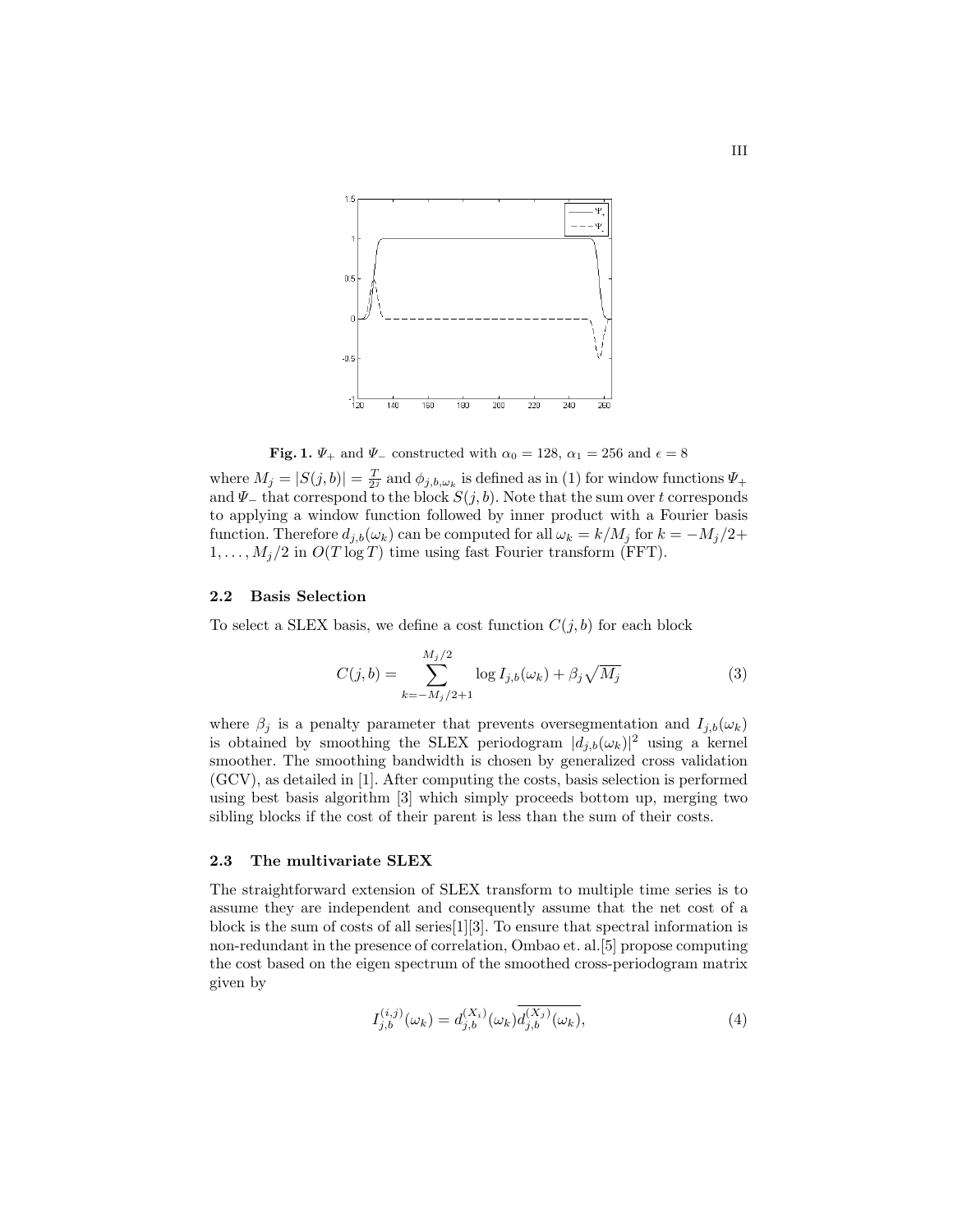**Fig. 1.** $\Psi_+$ and $\Psi_-$ constructed with $\alpha_0 = 128$, $\alpha_1 = 256$ and $\epsilon = 8$

where $M_j = |S(j,b)| = \frac{T}{2^j}$ and $\phi_{j,b,\omega_k}$ is defined as in (1) for window functions $\Psi_+$ and $\Psi_-$ that correspond to the block $S(j,b)$. Note that the sum over $t$ corresponds to applying a window function followed by inner product with a Fourier basis function. Therefore $d_{j,b}(\omega_k)$ can be computed for all $\omega_k = k/M_j$ for $k = -M_j/2+1, \ldots, M_j/2$ in $O(T \log T)$ time using fast Fourier transform (FFT).

### 2.2 Basis Selection

To select a SLEX basis, we define a cost function $C(j,b)$ for each block

$$C(j,b) = \sum_{k=-M_j/2+1}^{M_j/2} \log I_{j,b}(\omega_k) + \beta_j \sqrt{M_j} \tag{3}$$

where $\beta_j$ is a penalty parameter that prevents oversegmentation and $I_{j,b}(\omega_k)$ is obtained by smoothing the SLEX periodogram $|d_{j,b}(\omega_k)|^2$ using a kernel smoother. The smoothing bandwidth is chosen by generalized cross validation (GCV), as detailed in [1]. After computing the costs, basis selection is performed using best basis algorithm [3] which simply proceeds bottom up, merging two sibling blocks if the cost of their parent is less than the sum of their costs.

### 2.3 The multivariate SLEX

The straightforward extension of SLEX transform to multiple time series is to assume they are independent and consequently assume that the net cost of a block is the sum of costs of all series[1][3]. To ensure that spectral information is non-redundant in the presence of correlation, Ombao et. al.[5] propose computing the cost based on the eigen spectrum of the smoothed cross-periodogram matrix given by

$$I_{j,b}^{(i,j)}(\omega_k) = d_{j,b}^{(X_i)}(\omega_k)\overline{d_{j,b}^{(X_j)}(\omega_k)}, \tag{4}$$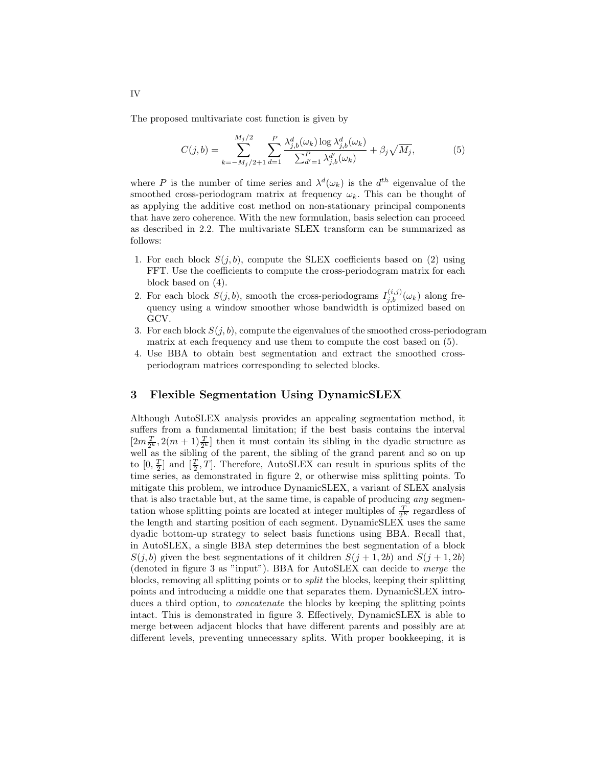The proposed multivariate cost function is given by

$$C(j,b) = \sum_{k=-M_j/2+1}^{M_j/2} \sum_{d=1}^{P} \frac{\lambda_{j,b}^{d}(\omega_k) \log \lambda_{j,b}^{d}(\omega_k)}{\sum_{d'=1}^{P} \lambda_{j,b}^{d'}(\omega_k)} + \beta_j \sqrt{M_j}, \tag{5}$$

where $P$ is the number of time series and $\lambda^d(\omega_k)$ is the $d^{th}$ eigenvalue of the smoothed cross-periodogram matrix at frequency $\omega_k$. This can be thought of as applying the additive cost method on non-stationary principal components that have zero coherence. With the new formulation, basis selection can proceed as described in 2.2. The multivariate SLEX transform can be summarized as follows:

1. For each block $S(j,b)$, compute the SLEX coefficients based on (2) using FFT. Use the coefficients to compute the cross-periodogram matrix for each block based on (4).
2. For each block $S(j,b)$, smooth the cross-periodograms $I_{j,b}^{(i,j)}(\omega_k)$ along frequency using a window smoother whose bandwidth is optimized based on GCV.
3. For each block $S(j,b)$, compute the eigenvalues of the smoothed cross-periodogram matrix at each frequency and use them to compute the cost based on (5).
4. Use BBA to obtain best segmentation and extract the smoothed cross-periodogram matrices corresponding to selected blocks.

## 3 Flexible Segmentation Using DynamicSLEX

Although AutoSLEX analysis provides an appealing segmentation method, it suffers from a fundamental limitation; if the best basis contains the interval $[2m\frac{T}{2^k}, 2(m+1)\frac{T}{2^k}]$ then it must contain its sibling in the dyadic structure as well as the sibling of the parent, the sibling of the grand parent and so on up to $[0, \frac{T}{2}]$ and $[\frac{T}{2}, T]$. Therefore, AutoSLEX can result in spurious splits of the time series, as demonstrated in figure 2, or otherwise miss splitting points. To mitigate this problem, we introduce DynamicSLEX, a variant of SLEX analysis that is also tractable but, at the same time, is capable of producing *any* segmentation whose splitting points are located at integer multiples of $\frac{T}{2^K}$ regardless of the length and starting position of each segment. DynamicSLEX uses the same dyadic bottom-up strategy to select basis functions using BBA. Recall that, in AutoSLEX, a single BBA step determines the best segmentation of a block $S(j,b)$ given the best segmentations of it children $S(j+1,2b)$ and $S(j+1,2b)$ (denoted in figure 3 as "input"). BBA for AutoSLEX can decide to *merge* the blocks, removing all splitting points or to *split* the blocks, keeping their splitting points and introducing a middle one that separates them. DynamicSLEX introduces a third option, to *concatenate* the blocks by keeping the splitting points intact. This is demonstrated in figure 3. Effectively, DynamicSLEX is able to merge between adjacent blocks that have different parents and possibly are at different levels, preventing unnecessary splits. With proper bookkeeping, it is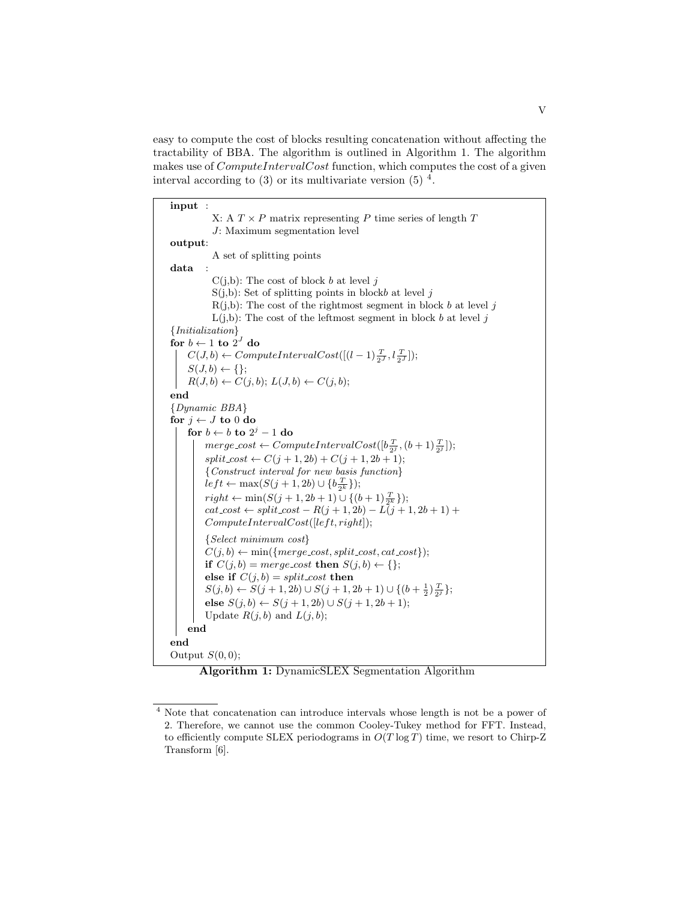easy to compute the cost of blocks resulting concatenation without affecting the tractability of BBA. The algorithm is outlined in Algorithm 1. The algorithm makes use of $ComputeIntervalCost$ function, which computes the cost of a given interval according to (3) or its multivariate version (5) [4].

```
input :
        X: A T × P matrix representing P time series of length T
        J: Maximum segmentation level
output:
        A set of splitting points
data :
        C(j,b): The cost of block b at level j
        S(j,b): Set of splitting points in blockb at level j
        R(j,b): The cost of the rightmost segment in block b at level j
        L(j,b): The cost of the leftmost segment in block b at level j
{Initialization}
for b ← 1 to 2^J do
    C(J,b) ← ComputeIntervalCost([(l−1) T/2^J, l T/2^J]);
    S(J,b) ← {};
    R(J,b) ← C(j,b); L(J,b) ← C(j,b);
end
{Dynamic BBA}
for j ← J to 0 do
    for b ← b to 2^j − 1 do
        merge_cost ← ComputeIntervalCost([b T/2^j, (b+1) T/2^j]);
        split_cost ← C(j+1, 2b) + C(j+1, 2b+1);
        {Construct interval for new basis function}
        left ← max(S(j+1, 2b) ∪ {b T/2^k});
        right ← min(S(j+1, 2b+1) ∪ {(b+1) T/2^k});
        cat_cost ← split_cost − R(j+1, 2b) − L(j+1, 2b+1) +
        ComputeIntervalCost([left, right]);
        {Select minimum cost}
        C(j,b) ← min({merge_cost, split_cost, cat_cost});
        if C(j,b) = merge_cost then S(j,b) ← {};
        else if C(j,b) = split_cost then
        S(j,b) ← S(j+1, 2b) ∪ S(j+1, 2b+1) ∪ {(b + 1/2) T/2^j};
        else S(j,b) ← S(j+1, 2b) ∪ S(j+1, 2b+1);
        Update R(j,b) and L(j,b);
    end
end
Output S(0,0);
```

**Algorithm 1:** DynamicSLEX Segmentation Algorithm

[4] Note that concatenation can introduce intervals whose length is not be a power of 2. Therefore, we cannot use the common Cooley-Tukey method for FFT. Instead, to efficiently compute SLEX periodograms in $O(T \log T)$ time, we resort to Chirp-Z Transform [6].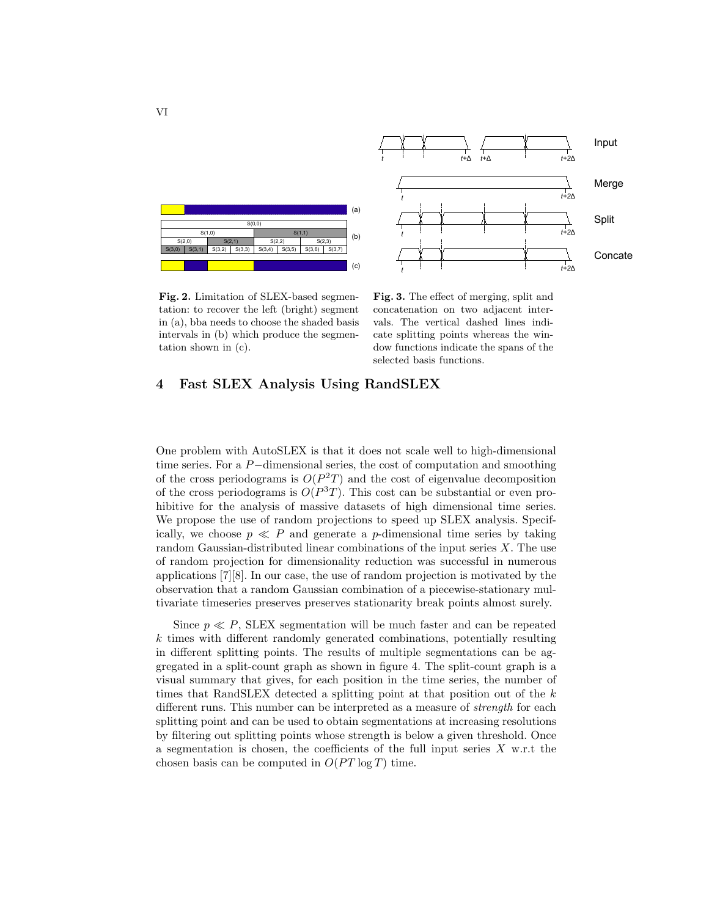Fig. 2. Limitation of SLEX-based segmentation: to recover the left (bright) segment in (a), bba needs to choose the shaded basis intervals in (b) which produce the segmentation shown in (c).

Fig. 3. The effect of merging, split and concatenation on two adjacent intervals. The vertical dashed lines indicate splitting points whereas the window functions indicate the spans of the selected basis functions.

## 4 Fast SLEX Analysis Using RandSLEX

One problem with AutoSLEX is that it does not scale well to high-dimensional time series. For a $P-$dimensional series, the cost of computation and smoothing of the cross periodograms is $O(P^2T)$ and the cost of eigenvalue decomposition of the cross periodograms is $O(P^3T)$. This cost can be substantial or even prohibitive for the analysis of massive datasets of high dimensional time series. We propose the use of random projections to speed up SLEX analysis. Specifically, we choose $p \ll P$ and generate a $p$-dimensional time series by taking random Gaussian-distributed linear combinations of the input series $X$. The use of random projection for dimensionality reduction was successful in numerous applications [7][8]. In our case, the use of random projection is motivated by the observation that a random Gaussian combination of a piecewise-stationary multivariate timeseries preserves preserves stationarity break points almost surely.

Since $p \ll P$, SLEX segmentation will be much faster and can be repeated $k$ times with different randomly generated combinations, potentially resulting in different splitting points. The results of multiple segmentations can be aggregated in a split-count graph as shown in figure 4. The split-count graph is a visual summary that gives, for each position in the time series, the number of times that RandSLEX detected a splitting point at that position out of the $k$ different runs. This number can be interpreted as a measure of *strength* for each splitting point and can be used to obtain segmentations at increasing resolutions by filtering out splitting points whose strength is below a given threshold. Once a segmentation is chosen, the coefficients of the full input series $X$ w.r.t the chosen basis can be computed in $O(PT \log T)$ time.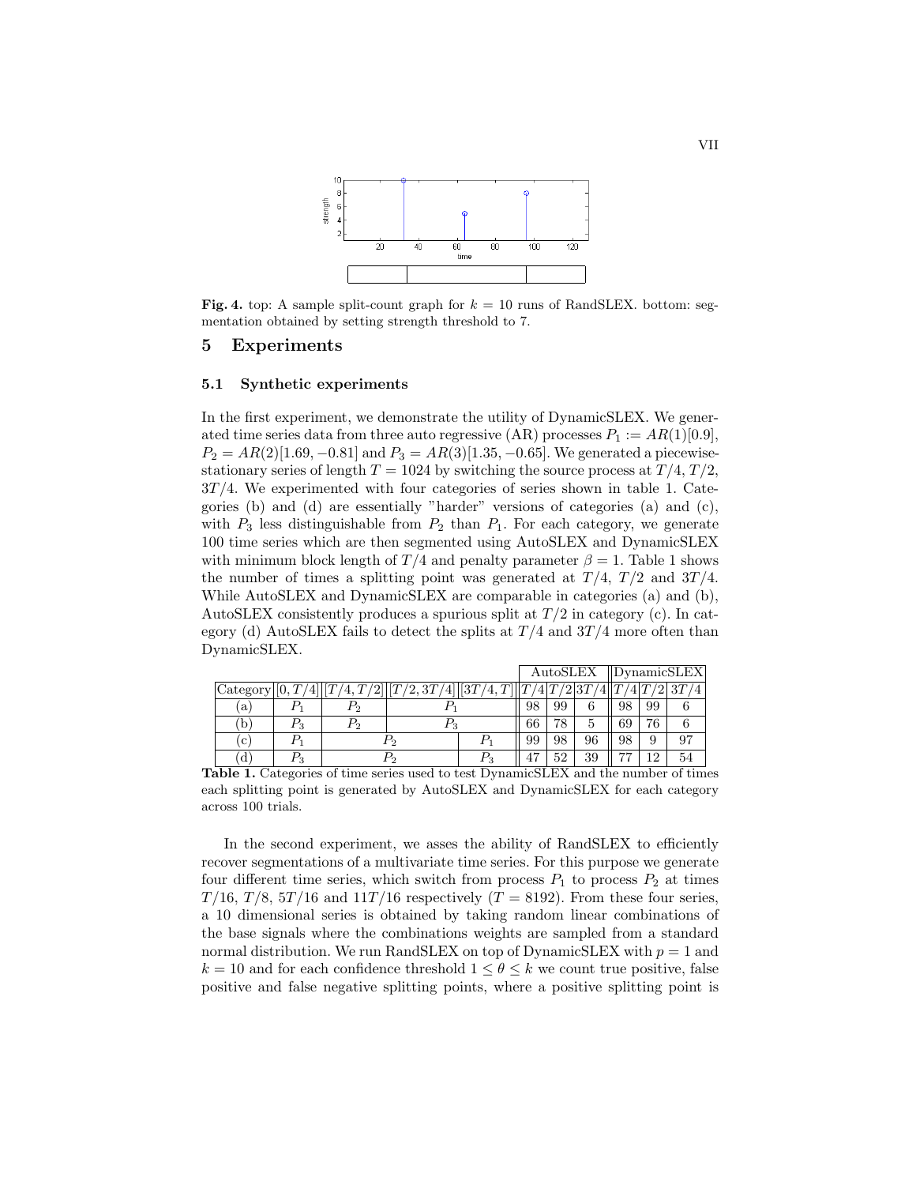**Fig. 4.** top: A sample split-count graph for $k = 10$ runs of RandSLEX. bottom: segmentation obtained by setting strength threshold to 7.

## 5 Experiments

### 5.1 Synthetic experiments

In the first experiment, we demonstrate the utility of DynamicSLEX. We generated time series data from three auto regressive (AR) processes $P_1 := AR(1)[0.9]$, $P_2 = AR(2)[1.69, -0.81]$ and $P_3 = AR(3)[1.35, -0.65]$. We generated a piecewise-stationary series of length $T = 1024$ by switching the source process at $T/4$, $T/2$, $3T/4$. We experimented with four categories of series shown in table 1. Categories (b) and (d) are essentially "harder" versions of categories (a) and (c), with $P_3$ less distinguishable from $P_2$ than $P_1$. For each category, we generate 100 time series which are then segmented using AutoSLEX and DynamicSLEX with minimum block length of $T/4$ and penalty parameter $\beta = 1$. Table 1 shows the number of times a splitting point was generated at $T/4$, $T/2$ and $3T/4$. While AutoSLEX and DynamicSLEX are comparable in categories (a) and (b), AutoSLEX consistently produces a spurious split at $T/2$ in category (c). In category (d) AutoSLEX fails to detect the splits at $T/4$ and $3T/4$ more often than DynamicSLEX.

| | | | | | AutoSLEX | | | DynamicSLEX | | |
|---|---|---|---|---|---|---|---|---|---|---|
| Category | $[0, T/4]$ | $[T/4, T/2]$ | $[T/2, 3T/4]$ | $[3T/4, T]$ | $T/4$ | $T/2$ | $3T/4$ | $T/4$ | $T/2$ | $3T/4$ |
| (a) | $P_1$ | $P_2$ | $P_1$ | | 98 | 99 | 6 | 98 | 99 | 6 |
| (b) | $P_3$ | $P_2$ | $P_3$ | | 66 | 78 | 5 | 69 | 76 | 6 |
| (c) | $P_1$ | $P_2$ | | $P_1$ | 99 | 98 | 96 | 98 | 9 | 97 |
| (d) | $P_3$ | $P_2$ | | $P_3$ | 47 | 52 | 39 | 77 | 12 | 54 |

**Table 1.** Categories of time series used to test DynamicSLEX and the number of times each splitting point is generated by AutoSLEX and DynamicSLEX for each category across 100 trials.

In the second experiment, we asses the ability of RandSLEX to efficiently recover segmentations of a multivariate time series. For this purpose we generate four different time series, which switch from process $P_1$ to process $P_2$ at times $T/16$, $T/8$, $5T/16$ and $11T/16$ respectively ($T = 8192$). From these four series, a 10 dimensional series is obtained by taking random linear combinations of the base signals where the combinations weights are sampled from a standard normal distribution. We run RandSLEX on top of DynamicSLEX with $p = 1$ and $k = 10$ and for each confidence threshold $1 \leq \theta \leq k$ we count true positive, false positive and false negative splitting points, where a positive splitting point is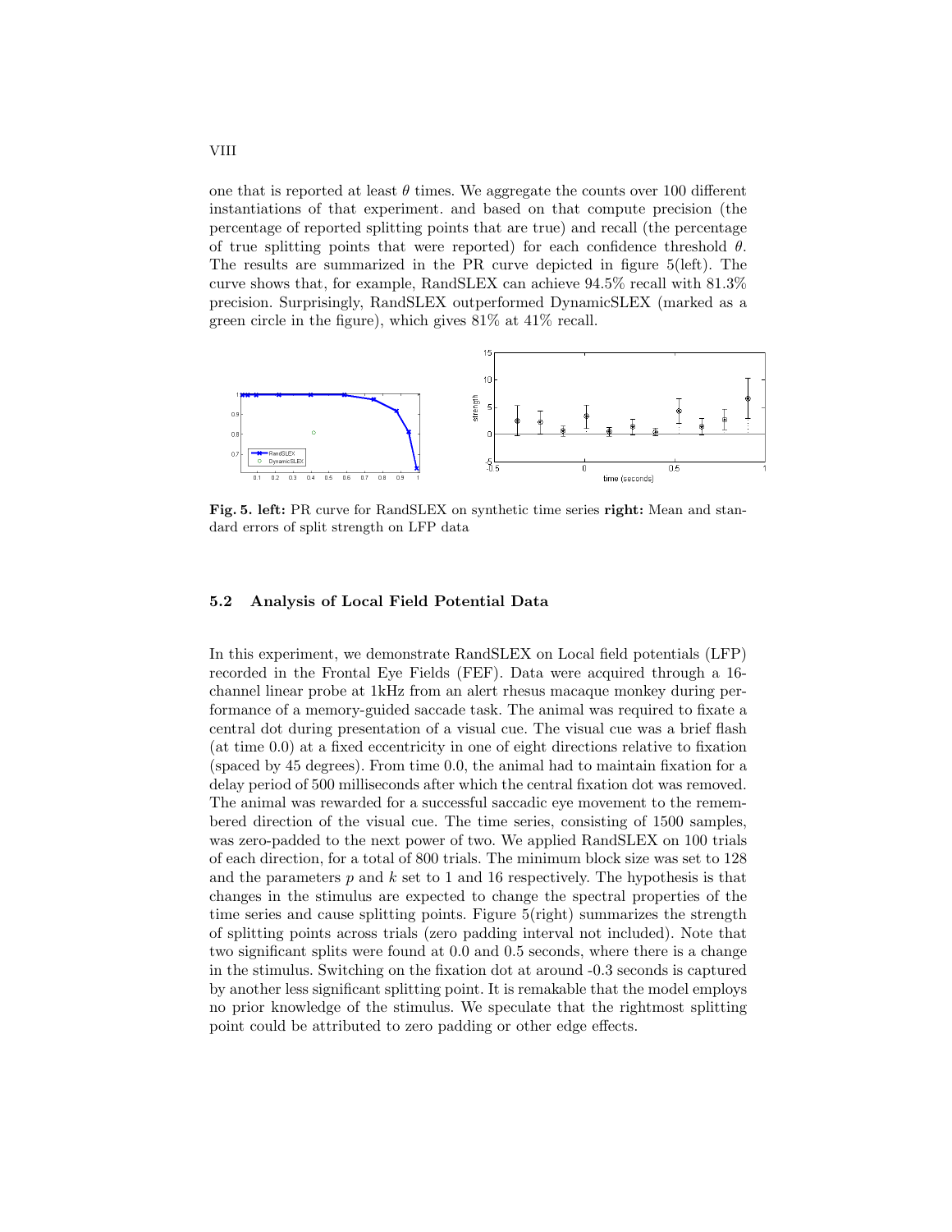one that is reported at least $\theta$ times. We aggregate the counts over 100 different instantiations of that experiment. and based on that compute precision (the percentage of reported splitting points that are true) and recall (the percentage of true splitting points that were reported) for each confidence threshold $\theta$. The results are summarized in the PR curve depicted in figure 5(left). The curve shows that, for example, RandSLEX can achieve 94.5% recall with 81.3% precision. Surprisingly, RandSLEX outperformed DynamicSLEX (marked as a green circle in the figure), which gives 81% at 41% recall.

**Fig. 5. left:** PR curve for RandSLEX on synthetic time series **right:** Mean and standard errors of split strength on LFP data

### 5.2 Analysis of Local Field Potential Data

In this experiment, we demonstrate RandSLEX on Local field potentials (LFP) recorded in the Frontal Eye Fields (FEF). Data were acquired through a 16-channel linear probe at 1kHz from an alert rhesus macaque monkey during performance of a memory-guided saccade task. The animal was required to fixate a central dot during presentation of a visual cue. The visual cue was a brief flash (at time 0.0) at a fixed eccentricity in one of eight directions relative to fixation (spaced by 45 degrees). From time 0.0, the animal had to maintain fixation for a delay period of 500 milliseconds after which the central fixation dot was removed. The animal was rewarded for a successful saccadic eye movement to the remembered direction of the visual cue. The time series, consisting of 1500 samples, was zero-padded to the next power of two. We applied RandSLEX on 100 trials of each direction, for a total of 800 trials. The minimum block size was set to 128 and the parameters $p$ and $k$ set to 1 and 16 respectively. The hypothesis is that changes in the stimulus are expected to change the spectral properties of the time series and cause splitting points. Figure 5(right) summarizes the strength of splitting points across trials (zero padding interval not included). Note that two significant splits were found at 0.0 and 0.5 seconds, where there is a change in the stimulus. Switching on the fixation dot at around -0.3 seconds is captured by another less significant splitting point. It is remakable that the model employs no prior knowledge of the stimulus. We speculate that the rightmost splitting point could be attributed to zero padding or other edge effects.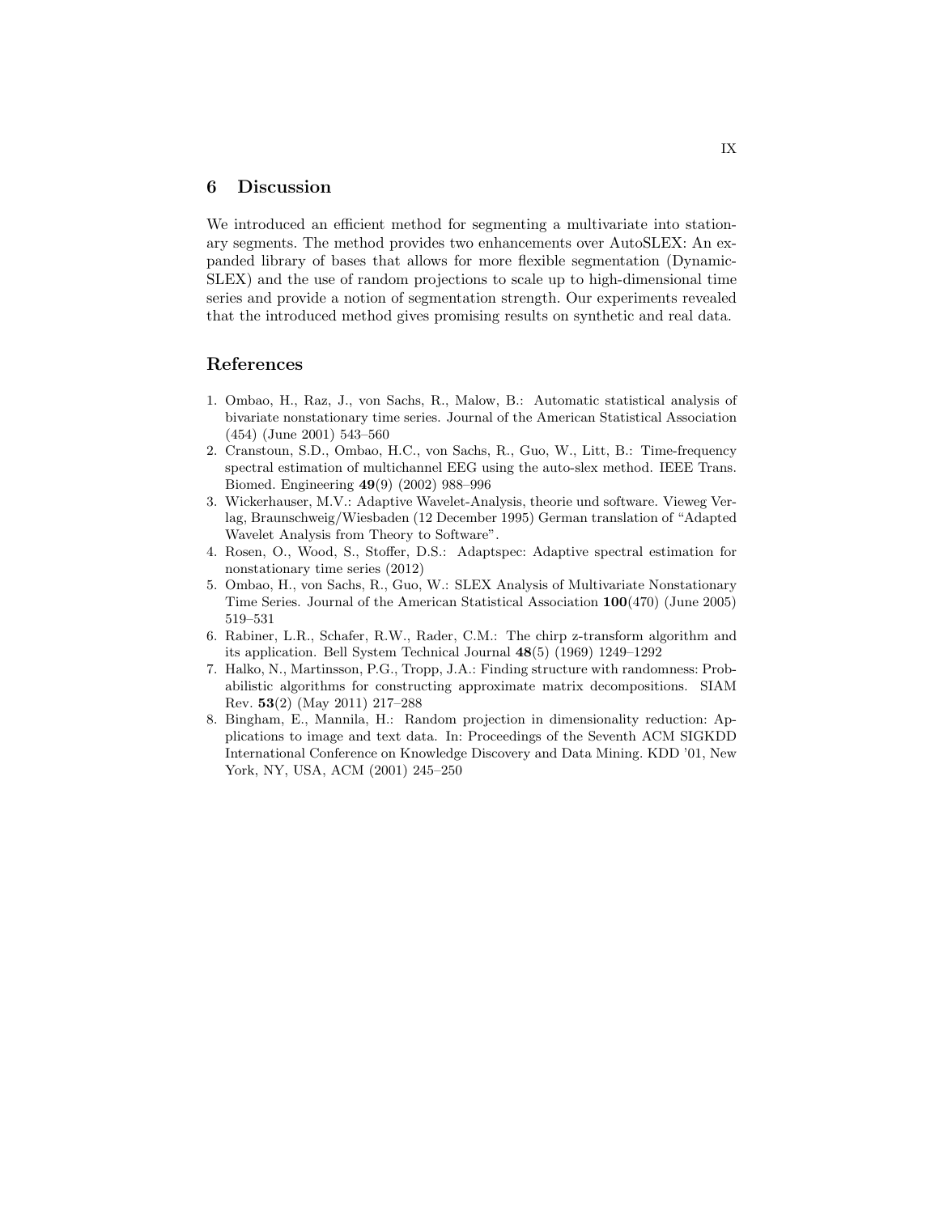## 6 Discussion

We introduced an efficient method for segmenting a multivariate into stationary segments. The method provides two enhancements over AutoSLEX: An expanded library of bases that allows for more flexible segmentation (Dynamic-SLEX) and the use of random projections to scale up to high-dimensional time series and provide a notion of segmentation strength. Our experiments revealed that the introduced method gives promising results on synthetic and real data.

## References

1. Ombao, H., Raz, J., von Sachs, R., Malow, B.: Automatic statistical analysis of bivariate nonstationary time series. Journal of the American Statistical Association (454) (June 2001) 543–560
2. Cranstoun, S.D., Ombao, H.C., von Sachs, R., Guo, W., Litt, B.: Time-frequency spectral estimation of multichannel EEG using the auto-slex method. IEEE Trans. Biomed. Engineering **49**(9) (2002) 988–996
3. Wickerhauser, M.V.: Adaptive Wavelet-Analysis, theorie und software. Vieweg Verlag, Braunschweig/Wiesbaden (12 December 1995) German translation of "Adapted Wavelet Analysis from Theory to Software".
4. Rosen, O., Wood, S., Stoffer, D.S.: Adaptspec: Adaptive spectral estimation for nonstationary time series (2012)
5. Ombao, H., von Sachs, R., Guo, W.: SLEX Analysis of Multivariate Nonstationary Time Series. Journal of the American Statistical Association **100**(470) (June 2005) 519–531
6. Rabiner, L.R., Schafer, R.W., Rader, C.M.: The chirp z-transform algorithm and its application. Bell System Technical Journal **48**(5) (1969) 1249–1292
7. Halko, N., Martinsson, P.G., Tropp, J.A.: Finding structure with randomness: Probabilistic algorithms for constructing approximate matrix decompositions. SIAM Rev. **53**(2) (May 2011) 217–288
8. Bingham, E., Mannila, H.: Random projection in dimensionality reduction: Applications to image and text data. In: Proceedings of the Seventh ACM SIGKDD International Conference on Knowledge Discovery and Data Mining. KDD '01, New York, NY, USA, ACM (2001) 245–250